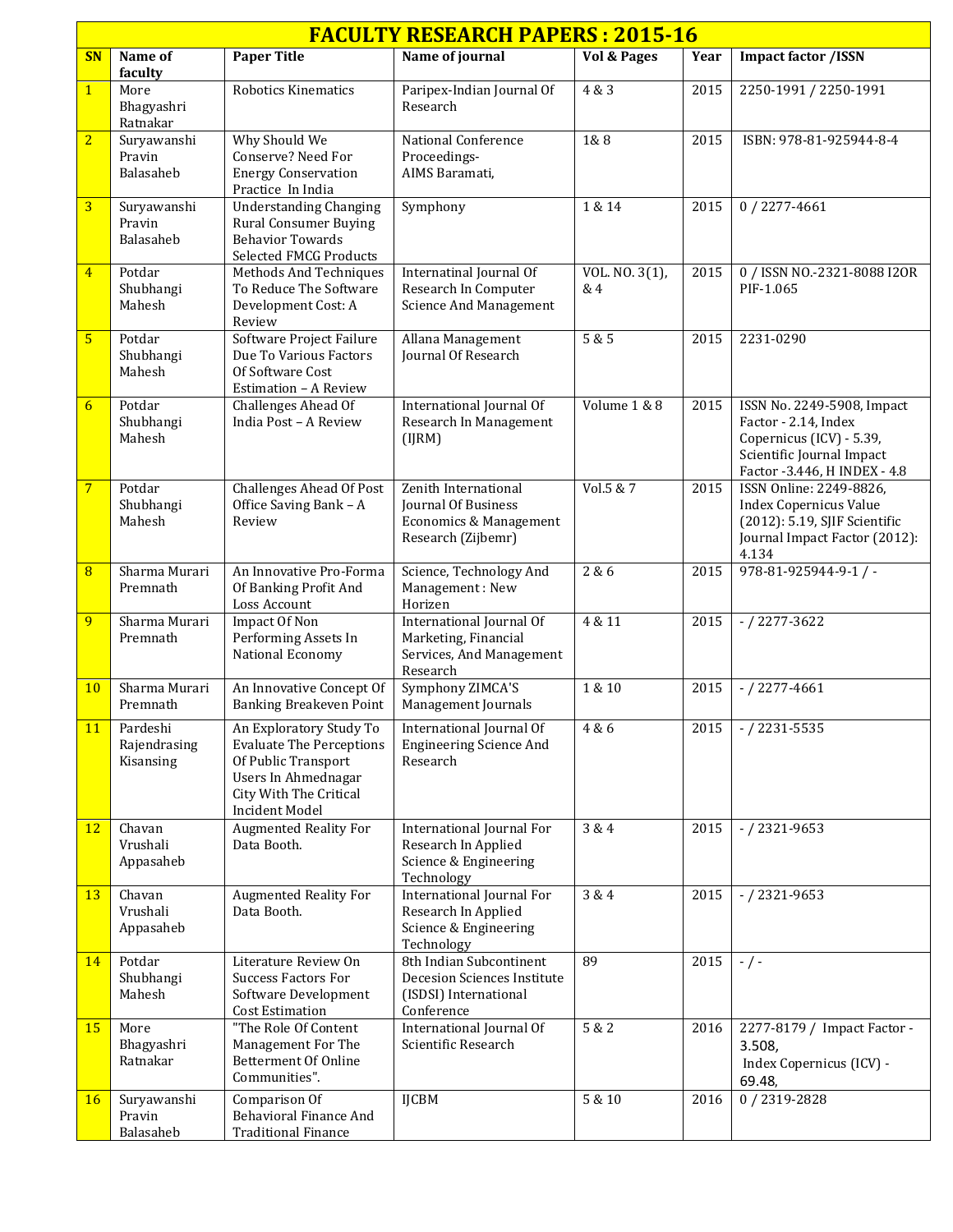# FACULTY RESEARCH PAPERS : 2015-16

| SN | Name of faculty | Paper Title | Name of journal | Vol & Pages | Year | Impact factor /ISSN |
|---|---|---|---|---|---|---|
| 1 | More Bhagyashri Ratnakar | Robotics Kinematics | Paripex-Indian Journal Of Research | 4 & 3 | 2015 | 2250-1991 / 2250-1991 |
| 2 | Suryawanshi Pravin Balasaheb | Why Should We Conserve? Need For Energy Conservation Practice In India | National Conference Proceedings- AIMS Baramati, | 1& 8 | 2015 | ISBN: 978-81-925944-8-4 |
| 3 | Suryawanshi Pravin Balasaheb | Understanding Changing Rural Consumer Buying Behavior Towards Selected FMCG Products | Symphony | 1 & 14 | 2015 | 0 / 2277-4661 |
| 4 | Potdar Shubhangi Mahesh | Methods And Techniques To Reduce The Software Development Cost: A Review | Internatinal Journal Of Research In Computer Science And Management | VOL. NO. 3(1), & 4 | 2015 | 0 / ISSN NO.-2321-8088 I2OR PIF-1.065 |
| 5 | Potdar Shubhangi Mahesh | Software Project Failure Due To Various Factors Of Software Cost Estimation – A Review | Allana Management Journal Of Research | 5 & 5 | 2015 | 2231-0290 |
| 6 | Potdar Shubhangi Mahesh | Challenges Ahead Of India Post – A Review | International Journal Of Research In Management (IJRM) | Volume 1 & 8 | 2015 | ISSN No. 2249-5908, Impact Factor - 2.14, Index Copernicus (ICV) - 5.39, Scientific Journal Impact Factor -3.446, H INDEX - 4.8 |
| 7 | Potdar Shubhangi Mahesh | Challenges Ahead Of Post Office Saving Bank – A Review | Zenith International Journal Of Business Economics & Management Research (Zijbemr) | Vol.5 & 7 | 2015 | ISSN Online: 2249-8826, Index Copernicus Value (2012): 5.19, SJIF Scientific Journal Impact Factor (2012): 4.134 |
| 8 | Sharma Murari Premnath | An Innovative Pro-Forma Of Banking Profit And Loss Account | Science, Technology And Management : New Horizen | 2 & 6 | 2015 | 978-81-925944-9-1 / - |
| 9 | Sharma Murari Premnath | Impact Of Non Performing Assets In National Economy | International Journal Of Marketing, Financial Services, And Management Research | 4 & 11 | 2015 | - / 2277-3622 |
| 10 | Sharma Murari Premnath | An Innovative Concept Of Banking Breakeven Point | Symphony ZIMCA'S Management Journals | 1 & 10 | 2015 | - / 2277-4661 |
| 11 | Pardeshi Rajendrasing Kisansing | An Exploratory Study To Evaluate The Perceptions Of Public Transport Users In Ahmednagar City With The Critical Incident Model | International Journal Of Engineering Science And Research | 4 & 6 | 2015 | - / 2231-5535 |
| 12 | Chavan Vrushali Appasaheb | Augmented Reality For Data Booth. | International Journal For Research In Applied Science & Engineering Technology | 3 & 4 | 2015 | - / 2321-9653 |
| 13 | Chavan Vrushali Appasaheb | Augmented Reality For Data Booth. | International Journal For Research In Applied Science & Engineering Technology | 3 & 4 | 2015 | - / 2321-9653 |
| 14 | Potdar Shubhangi Mahesh | Literature Review On Success Factors For Software Development Cost Estimation | 8th Indian Subcontinent Decesion Sciences Institute (ISDSI) International Conference | 89 | 2015 | - / - |
| 15 | More Bhagyashri Ratnakar | "The Role Of Content Management For The Betterment Of Online Communities". | International Journal Of Scientific Research | 5 & 2 | 2016 | 2277-8179 / Impact Factor - 3.508, Index Copernicus (ICV) - 69.48, |
| 16 | Suryawanshi Pravin Balasaheb | Comparison Of Behavioral Finance And Traditional Finance | IJCBM | 5 & 10 | 2016 | 0 / 2319-2828 |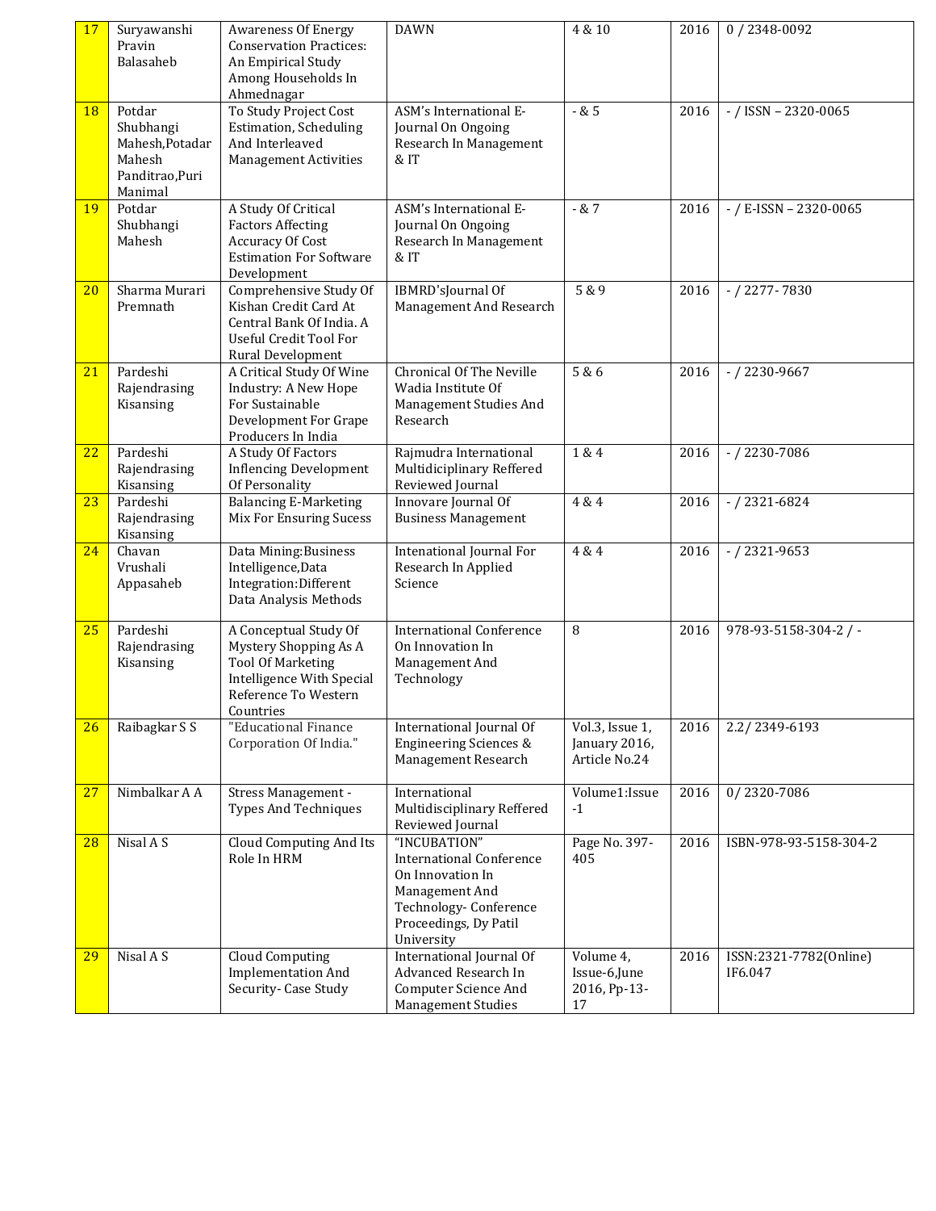| | | | | | | |
|---|---|---|---|---|---|---|
| 17 | Suryawanshi Pravin Balasaheb | Awareness Of Energy Conservation Practices: An Empirical Study Among Households In Ahmednagar | DAWN | 4 & 10 | 2016 | 0 / 2348-0092 |
| 18 | Potdar Shubhangi Mahesh,Potadar Mahesh Panditrao,Puri Manimal | To Study Project Cost Estimation, Scheduling And Interleaved Management Activities | ASM's International E-Journal On Ongoing Research In Management & IT | - & 5 | 2016 | - / ISSN – 2320-0065 |
| 19 | Potdar Shubhangi Mahesh | A Study Of Critical Factors Affecting Accuracy Of Cost Estimation For Software Development | ASM's International E-Journal On Ongoing Research In Management & IT | - & 7 | 2016 | - / E-ISSN – 2320-0065 |
| 20 | Sharma Murari Premnath | Comprehensive Study Of Kishan Credit Card At Central Bank Of India. A Useful Credit Tool For Rural Development | IBMRD'sJournal Of Management And Research | 5 & 9 | 2016 | - / 2277- 7830 |
| 21 | Pardeshi Rajendrasing Kisansing | A Critical Study Of Wine Industry: A New Hope For Sustainable Development For Grape Producers In India | Chronical Of The Neville Wadia Institute Of Management Studies And Research | 5 & 6 | 2016 | - / 2230-9667 |
| 22 | Pardeshi Rajendrasing Kisansing | A Study Of Factors Inflencing Development Of Personality | Rajmudra International Multidiciplinary Reffered Reviewed Journal | 1 & 4 | 2016 | - / 2230-7086 |
| 23 | Pardeshi Rajendrasing Kisansing | Balancing E-Marketing Mix For Ensuring Sucess | Innovare Journal Of Business Management | 4 & 4 | 2016 | - / 2321-6824 |
| 24 | Chavan Vrushali Appasaheb | Data Mining:Business Intelligence,Data Integration:Different Data Analysis Methods | Intenational Journal For Research In Applied Science | 4 & 4 | 2016 | - / 2321-9653 |
| 25 | Pardeshi Rajendrasing Kisansing | A Conceptual Study Of Mystery Shopping As A Tool Of Marketing Intelligence With Special Reference To Western Countries | International Conference On Innovation In Management And Technology | 8 | 2016 | 978-93-5158-304-2 / - |
| 26 | Raibagkar S S | "Educational Finance Corporation Of India." | International Journal Of Engineering Sciences & Management Research | Vol.3, Issue 1, January 2016, Article No.24 | 2016 | 2.2/ 2349-6193 |
| 27 | Nimbalkar A A | Stress Management - Types And Techniques | International Multidisciplinary Reffered Reviewed Journal | Volume1:Issue -1 | 2016 | 0/ 2320-7086 |
| 28 | Nisal A S | Cloud Computing And Its Role In HRM | "INCUBATION" International Conference On Innovation In Management And Technology- Conference Proceedings, Dy Patil University | Page No. 397-405 | 2016 | ISBN-978-93-5158-304-2 |
| 29 | Nisal A S | Cloud Computing Implementation And Security- Case Study | International Journal Of Advanced Research In Computer Science And Management Studies | Volume 4, Issue-6,June 2016, Pp-13-17 | 2016 | ISSN:2321-7782(Online) IF6.047 |